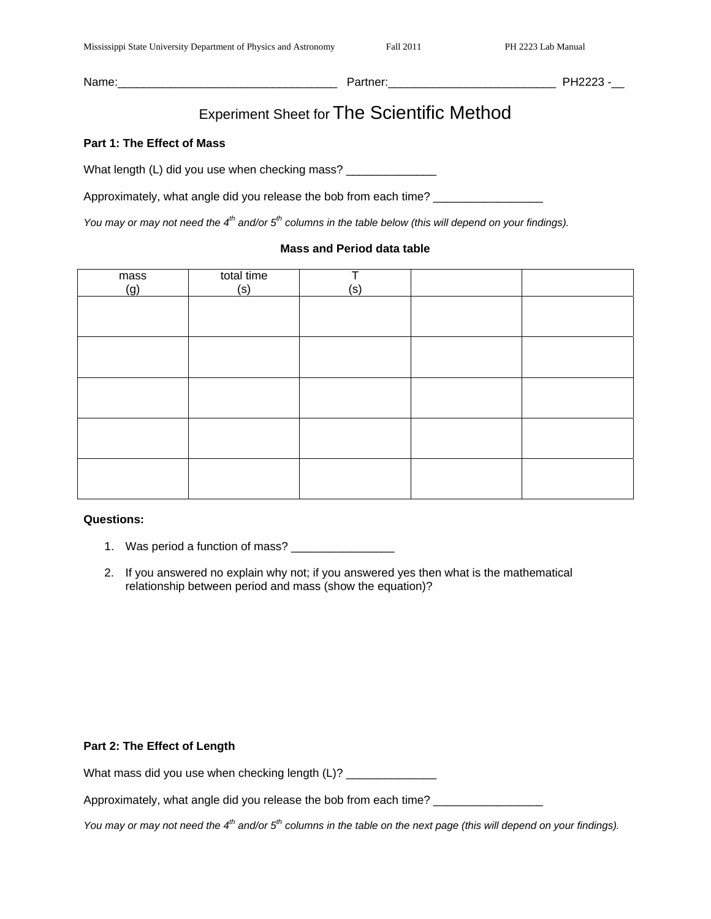Name:___________________________________ Partner:__________________________ PH2223 -__

# Experiment Sheet for The Scientific Method

**Part 1: The Effect of Mass**

What length (L) did you use when checking mass? _____________

Approximately, what angle did you release the bob from each time? ________________

*You may or may not need the 4th and/or 5th columns in the table below (this will depend on your findings).*

**Mass and Period data table**

| mass (g) | total time (s) | T (s) | | |
|---|---|---|---|---|
| | | | | |
| | | | | |
| | | | | |
| | | | | |
| | | | | |

**Questions:**

1. Was period a function of mass? _______________
2. If you answered no explain why not; if you answered yes then what is the mathematical relationship between period and mass (show the equation)?

**Part 2: The Effect of Length**

What mass did you use when checking length (L)? _____________

Approximately, what angle did you release the bob from each time? ________________

*You may or may not need the 4th and/or 5th columns in the table on the next page (this will depend on your findings).*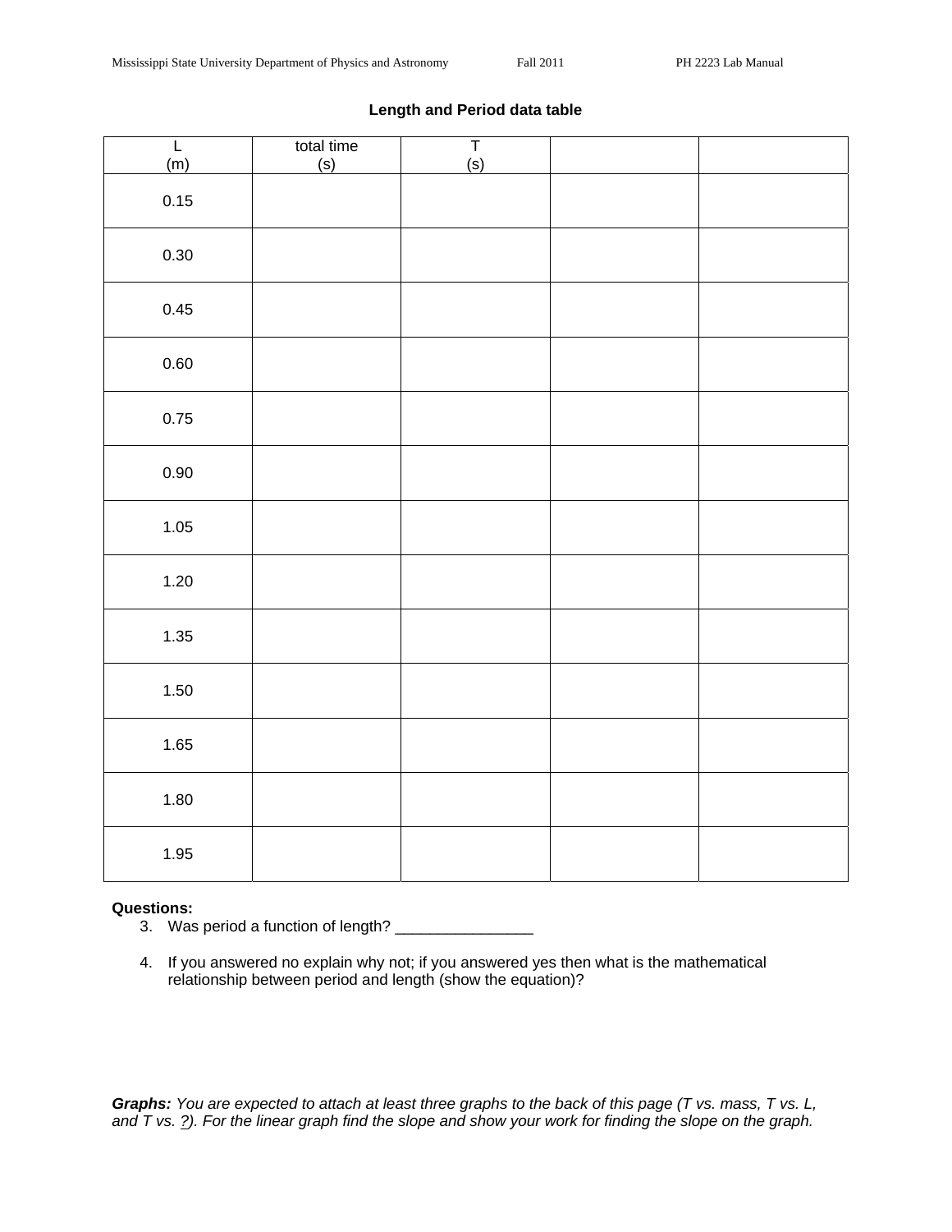**Length and Period data table**

| L (m) | total time (s) | T (s) | | |
|---|---|---|---|---|
| 0.15 | | | | |
| 0.30 | | | | |
| 0.45 | | | | |
| 0.60 | | | | |
| 0.75 | | | | |
| 0.90 | | | | |
| 1.05 | | | | |
| 1.20 | | | | |
| 1.35 | | | | |
| 1.50 | | | | |
| 1.65 | | | | |
| 1.80 | | | | |
| 1.95 | | | | |

**Questions:**

3. Was period a function of length? ________________

4. If you answered no explain why not; if you answered yes then what is the mathematical relationship between period and length (show the equation)?

***Graphs:*** *You are expected to attach at least three graphs to the back of this page (T vs. mass, T vs. L, and T vs. ?). For the linear graph find the slope and show your work for finding the slope on the graph.*